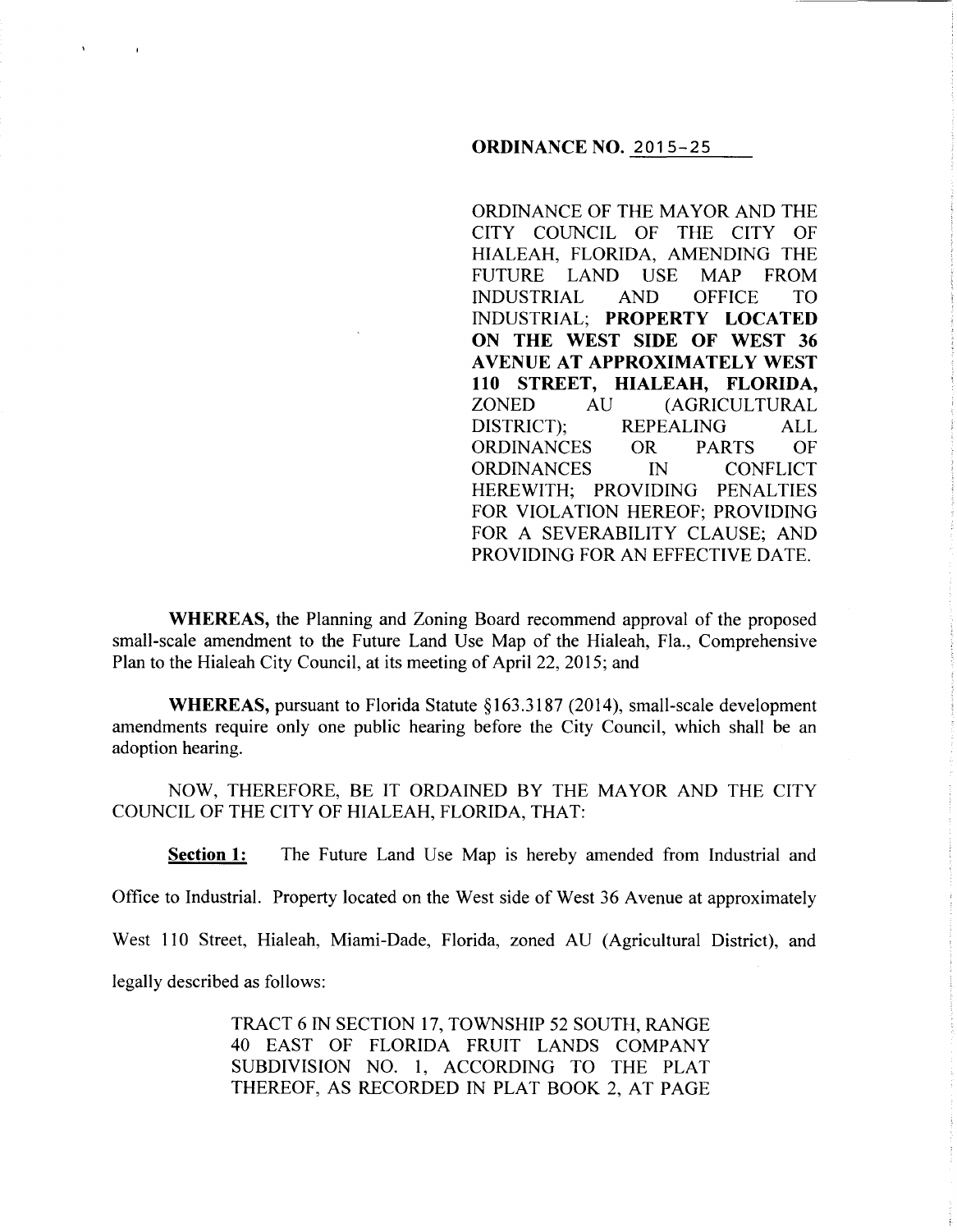**ORDINANCE NO. 2015-25**

ORDINANCE OF THE MAYOR AND THE CITY COUNCIL OF THE CITY OF HIALEAH, FLORIDA, AMENDING THE FUTURE LAND USE MAP FROM INDUSTRIAL AND OFFICE TO INDUSTRIAL; **PROPERTY LOCATED ON THE WEST SIDE OF WEST 36 AVENUE AT APPROXIMATELY WEST 110 STREET, HIALEAH, FLORIDA,** ZONED AU (AGRICULTURAL DISTRICT); REPEALING ALL ORDINANCES OR PARTS OF ORDINANCES IN CONFLICT HEREWITH; PROVIDING PENALTIES FOR VIOLATION HEREOF; PROVIDING FOR A SEVERABILITY CLAUSE; AND PROVIDING FOR AN EFFECTIVE DATE.

**WHEREAS,** the Planning and Zoning Board recommend approval of the proposed small-scale amendment to the Future Land Use Map of the Hialeah, Fla., Comprehensive Plan to the Hialeah City Council, at its meeting of April 22, 2015; and

**WHEREAS,** pursuant to Florida Statute §163.3187 (2014), small-scale development amendments require only one public hearing before the City Council, which shall be an adoption hearing.

NOW, THEREFORE, BE IT ORDAINED BY THE MAYOR AND THE CITY COUNCIL OF THE CITY OF HIALEAH, FLORIDA, THAT:

**Section 1:** The Future Land Use Map is hereby amended from Industrial and Office to Industrial. Property located on the West side of West 36 Avenue at approximately West 110 Street, Hialeah, Miami-Dade, Florida, zoned AU (Agricultural District), and legally described as follows:

> TRACT 6 IN SECTION 17, TOWNSHIP 52 SOUTH, RANGE 40 EAST OF FLORIDA FRUIT LANDS COMPANY SUBDIVISION NO. 1, ACCORDING TO THE PLAT THEREOF, AS RECORDED IN PLAT BOOK 2, AT PAGE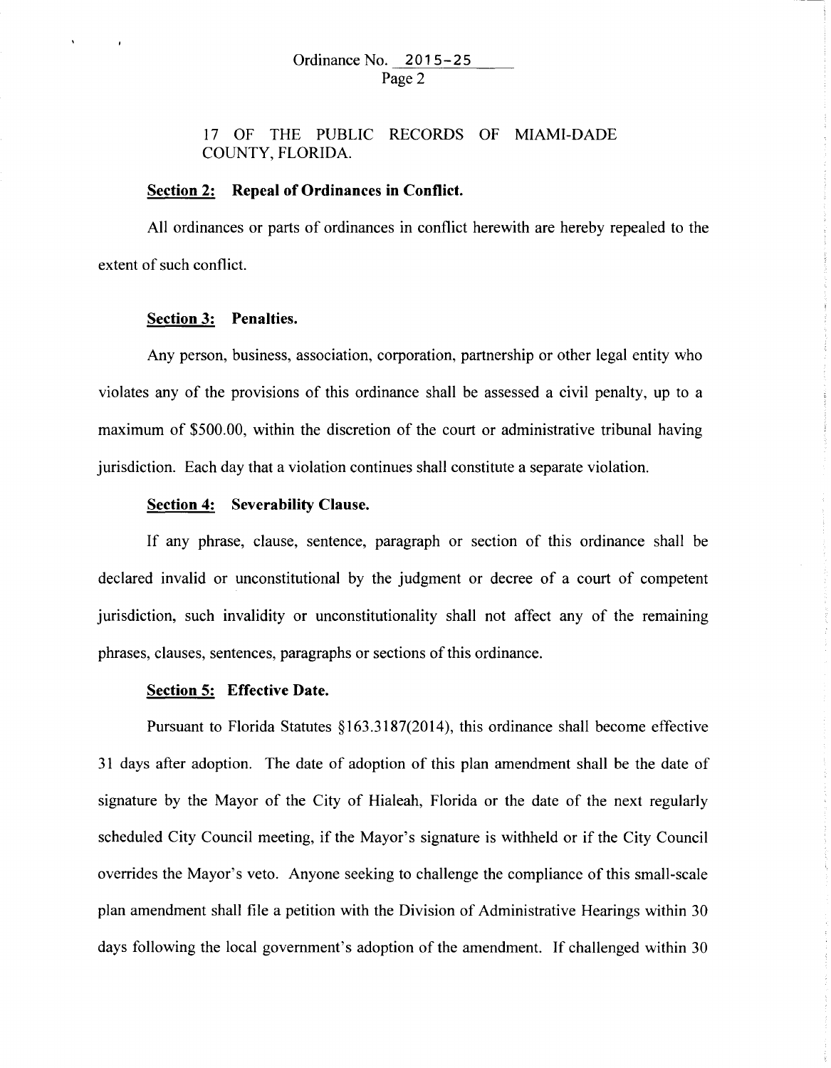17 OF THE PUBLIC RECORDS OF MIAMI-DADE COUNTY, FLORIDA.

**Section 2: Repeal of Ordinances in Conflict.**

All ordinances or parts of ordinances in conflict herewith are hereby repealed to the extent of such conflict.

**Section 3: Penalties.**

Any person, business, association, corporation, partnership or other legal entity who violates any of the provisions of this ordinance shall be assessed a civil penalty, up to a maximum of $500.00, within the discretion of the court or administrative tribunal having jurisdiction. Each day that a violation continues shall constitute a separate violation.

**Section 4: Severability Clause.**

If any phrase, clause, sentence, paragraph or section of this ordinance shall be declared invalid or unconstitutional by the judgment or decree of a court of competent jurisdiction, such invalidity or unconstitutionality shall not affect any of the remaining phrases, clauses, sentences, paragraphs or sections of this ordinance.

**Section 5: Effective Date.**

Pursuant to Florida Statutes §163.3187(2014), this ordinance shall become effective 31 days after adoption. The date of adoption of this plan amendment shall be the date of signature by the Mayor of the City of Hialeah, Florida or the date of the next regularly scheduled City Council meeting, if the Mayor's signature is withheld or if the City Council overrides the Mayor's veto. Anyone seeking to challenge the compliance of this small-scale plan amendment shall file a petition with the Division of Administrative Hearings within 30 days following the local government's adoption of the amendment. If challenged within 30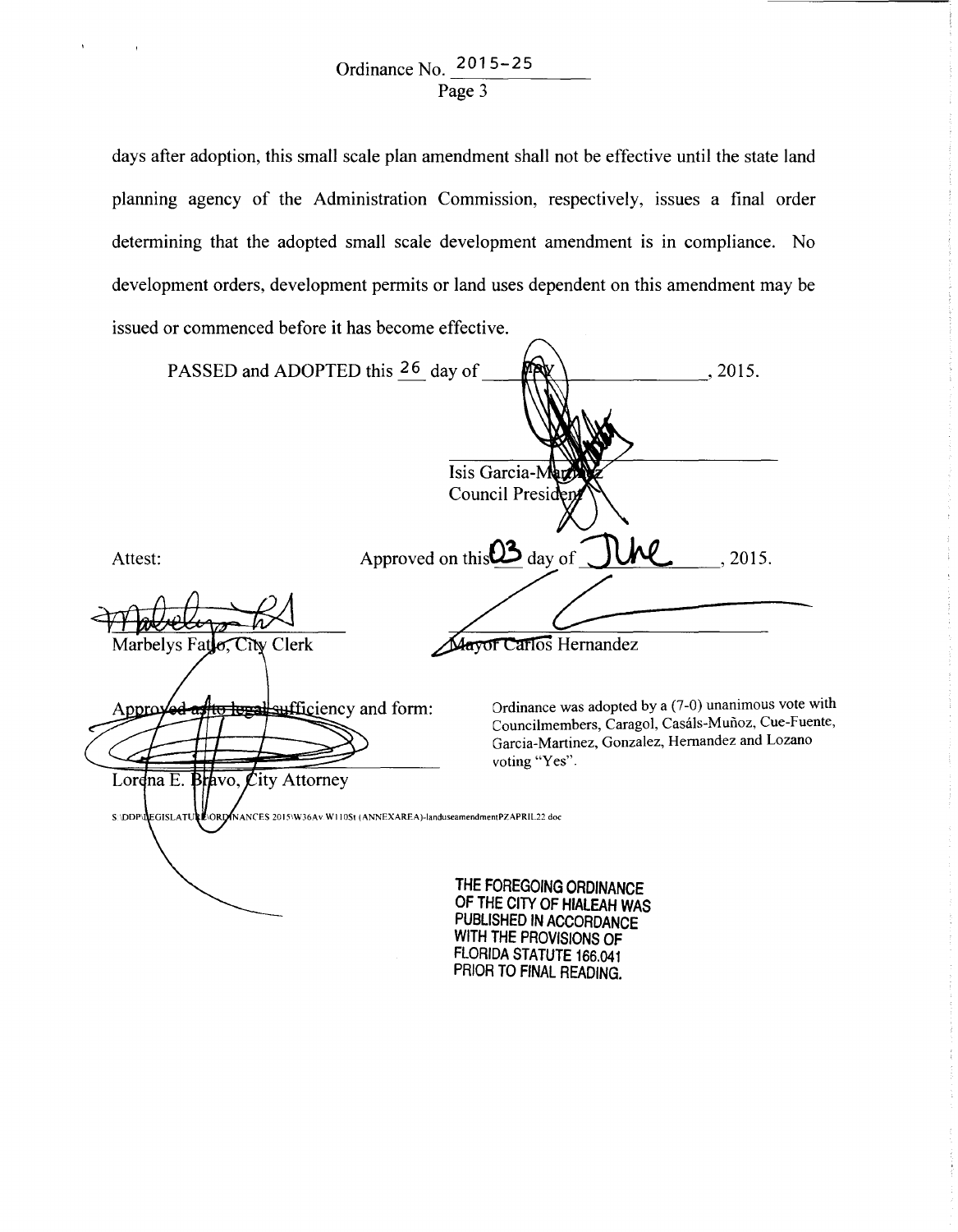days after adoption, this small scale plan amendment shall not be effective until the state land planning agency of the Administration Commission, respectively, issues a final order determining that the adopted small scale development amendment is in compliance. No development orders, development permits or land uses dependent on this amendment may be issued or commenced before it has become effective.

PASSED and ADOPTED this 26 day of May, 2015.

Isis Garcia-Martinez
Council President

Attest:

Approved on this 03 day of June, 2015.

Marbelys Fatjo, City Clerk

Mayor Carlos Hernandez

Approved as to legal sufficiency and form:

Lorena E. Bravo, City Attorney

Ordinance was adopted by a (7-0) unanimous vote with Councilmembers, Caragol, Casáls-Muñoz, Cue-Fuente, Garcia-Martinez, Gonzalez, Hernandez and Lozano voting "Yes".

S:\DDP\LEGISLATURE\ORDINANCES 2015\W36Av W110St (ANNEXAREA)-landuseamendmentPZAPRIL22.doc

THE FOREGOING ORDINANCE OF THE CITY OF HIALEAH WAS PUBLISHED IN ACCORDANCE WITH THE PROVISIONS OF FLORIDA STATUTE 166.041 PRIOR TO FINAL READING.